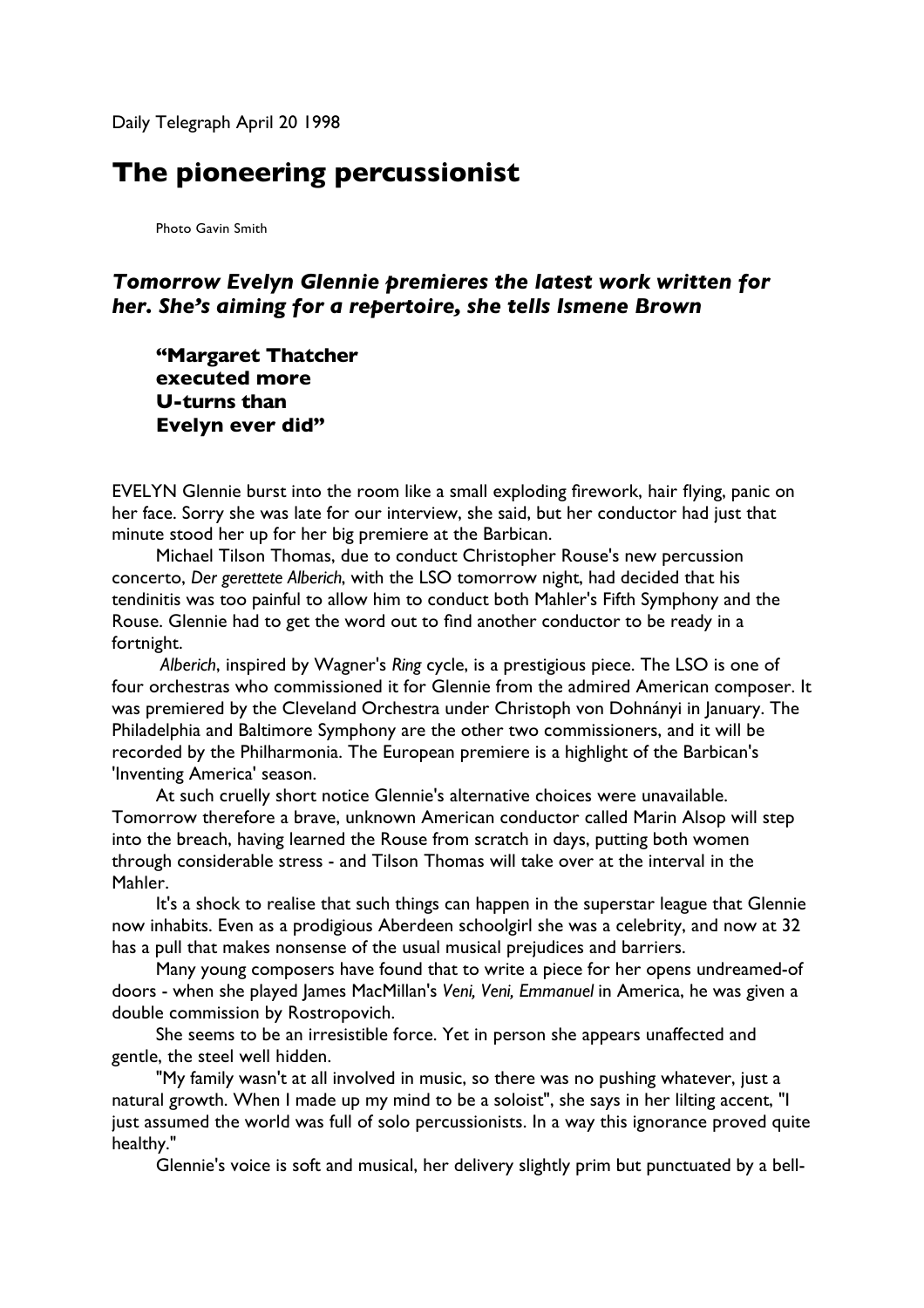Daily Telegraph April 20 1998

# The pioneering percussionist

Photo Gavin Smith

### *Tomorrow Evelyn Glennie premieres the latest work written for her. She's aiming for a repertoire, she tells Ismene Brown*

> **"Margaret Thatcher executed more U-turns than Evelyn ever did"**

EVELYN Glennie burst into the room like a small exploding firework, hair flying, panic on her face. Sorry she was late for our interview, she said, but her conductor had just that minute stood her up for her big premiere at the Barbican.

Michael Tilson Thomas, due to conduct Christopher Rouse's new percussion concerto, *Der gerettete Alberich*, with the LSO tomorrow night, had decided that his tendinitis was too painful to allow him to conduct both Mahler's Fifth Symphony and the Rouse. Glennie had to get the word out to find another conductor to be ready in a fortnight.

*Alberich*, inspired by Wagner's *Ring* cycle, is a prestigious piece. The LSO is one of four orchestras who commissioned it for Glennie from the admired American composer. It was premiered by the Cleveland Orchestra under Christoph von Dohnányi in January. The Philadelphia and Baltimore Symphony are the other two commissioners, and it will be recorded by the Philharmonia. The European premiere is a highlight of the Barbican's 'Inventing America' season.

At such cruelly short notice Glennie's alternative choices were unavailable. Tomorrow therefore a brave, unknown American conductor called Marin Alsop will step into the breach, having learned the Rouse from scratch in days, putting both women through considerable stress - and Tilson Thomas will take over at the interval in the Mahler.

It's a shock to realise that such things can happen in the superstar league that Glennie now inhabits. Even as a prodigious Aberdeen schoolgirl she was a celebrity, and now at 32 has a pull that makes nonsense of the usual musical prejudices and barriers.

Many young composers have found that to write a piece for her opens undreamed-of doors - when she played James MacMillan's *Veni, Veni, Emmanuel* in America, he was given a double commission by Rostropovich.

She seems to be an irresistible force. Yet in person she appears unaffected and gentle, the steel well hidden.

"My family wasn't at all involved in music, so there was no pushing whatever, just a natural growth. When I made up my mind to be a soloist", she says in her lilting accent, "I just assumed the world was full of solo percussionists. In a way this ignorance proved quite healthy."

Glennie's voice is soft and musical, her delivery slightly prim but punctuated by a bell-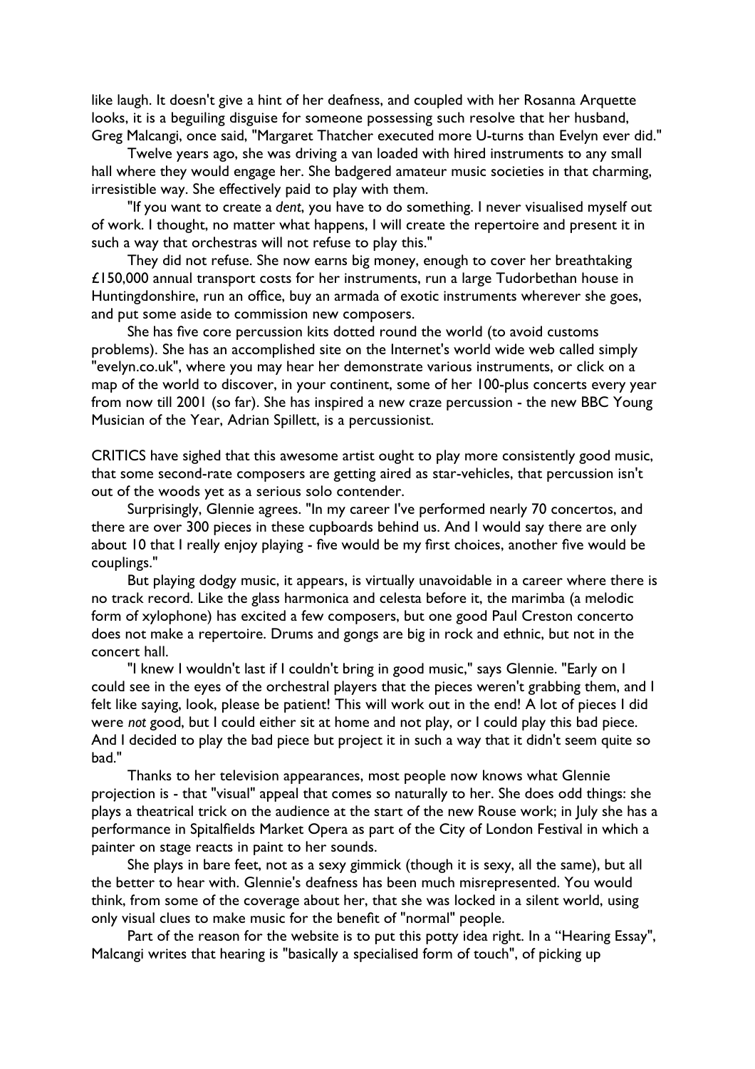like laugh. It doesn't give a hint of her deafness, and coupled with her Rosanna Arquette looks, it is a beguiling disguise for someone possessing such resolve that her husband, Greg Malcangi, once said, "Margaret Thatcher executed more U-turns than Evelyn ever did."

Twelve years ago, she was driving a van loaded with hired instruments to any small hall where they would engage her. She badgered amateur music societies in that charming, irresistible way. She effectively paid to play with them.

"If you want to create a *dent*, you have to do something. I never visualised myself out of work. I thought, no matter what happens, I will create the repertoire and present it in such a way that orchestras will not refuse to play this."

They did not refuse. She now earns big money, enough to cover her breathtaking £150,000 annual transport costs for her instruments, run a large Tudorbethan house in Huntingdonshire, run an office, buy an armada of exotic instruments wherever she goes, and put some aside to commission new composers.

She has five core percussion kits dotted round the world (to avoid customs problems). She has an accomplished site on the Internet's world wide web called simply "evelyn.co.uk", where you may hear her demonstrate various instruments, or click on a map of the world to discover, in your continent, some of her 100-plus concerts every year from now till 2001 (so far). She has inspired a new craze percussion - the new BBC Young Musician of the Year, Adrian Spillett, is a percussionist.

CRITICS have sighed that this awesome artist ought to play more consistently good music, that some second-rate composers are getting aired as star-vehicles, that percussion isn't out of the woods yet as a serious solo contender.

Surprisingly, Glennie agrees. "In my career I've performed nearly 70 concertos, and there are over 300 pieces in these cupboards behind us. And I would say there are only about 10 that I really enjoy playing - five would be my first choices, another five would be couplings."

But playing dodgy music, it appears, is virtually unavoidable in a career where there is no track record. Like the glass harmonica and celesta before it, the marimba (a melodic form of xylophone) has excited a few composers, but one good Paul Creston concerto does not make a repertoire. Drums and gongs are big in rock and ethnic, but not in the concert hall.

"I knew I wouldn't last if I couldn't bring in good music," says Glennie. "Early on I could see in the eyes of the orchestral players that the pieces weren't grabbing them, and I felt like saying, look, please be patient! This will work out in the end! A lot of pieces I did were *not* good, but I could either sit at home and not play, or I could play this bad piece. And I decided to play the bad piece but project it in such a way that it didn't seem quite so bad."

Thanks to her television appearances, most people now knows what Glennie projection is - that "visual" appeal that comes so naturally to her. She does odd things: she plays a theatrical trick on the audience at the start of the new Rouse work; in July she has a performance in Spitalfields Market Opera as part of the City of London Festival in which a painter on stage reacts in paint to her sounds.

She plays in bare feet, not as a sexy gimmick (though it is sexy, all the same), but all the better to hear with. Glennie's deafness has been much misrepresented. You would think, from some of the coverage about her, that she was locked in a silent world, using only visual clues to make music for the benefit of "normal" people.

Part of the reason for the website is to put this potty idea right. In a "Hearing Essay", Malcangi writes that hearing is "basically a specialised form of touch", of picking up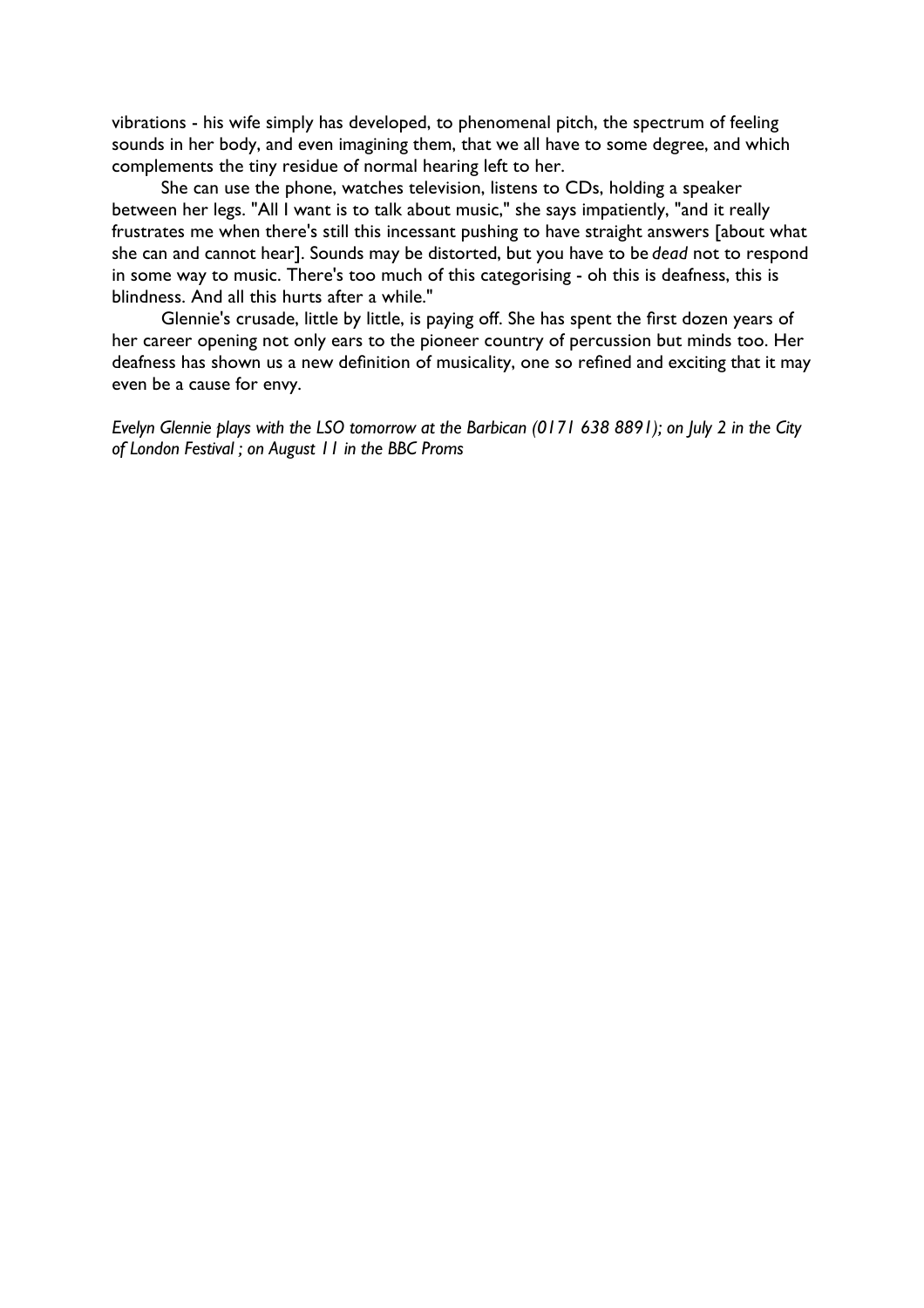vibrations - his wife simply has developed, to phenomenal pitch, the spectrum of feeling sounds in her body, and even imagining them, that we all have to some degree, and which complements the tiny residue of normal hearing left to her.

She can use the phone, watches television, listens to CDs, holding a speaker between her legs. "All I want is to talk about music," she says impatiently, "and it really frustrates me when there's still this incessant pushing to have straight answers [about what she can and cannot hear]. Sounds may be distorted, but you have to be *dead* not to respond in some way to music. There's too much of this categorising - oh this is deafness, this is blindness. And all this hurts after a while."

Glennie's crusade, little by little, is paying off. She has spent the first dozen years of her career opening not only ears to the pioneer country of percussion but minds too. Her deafness has shown us a new definition of musicality, one so refined and exciting that it may even be a cause for envy.

*Evelyn Glennie plays with the LSO tomorrow at the Barbican (0171 638 8891); on July 2 in the City of London Festival ; on August 11 in the BBC Proms*